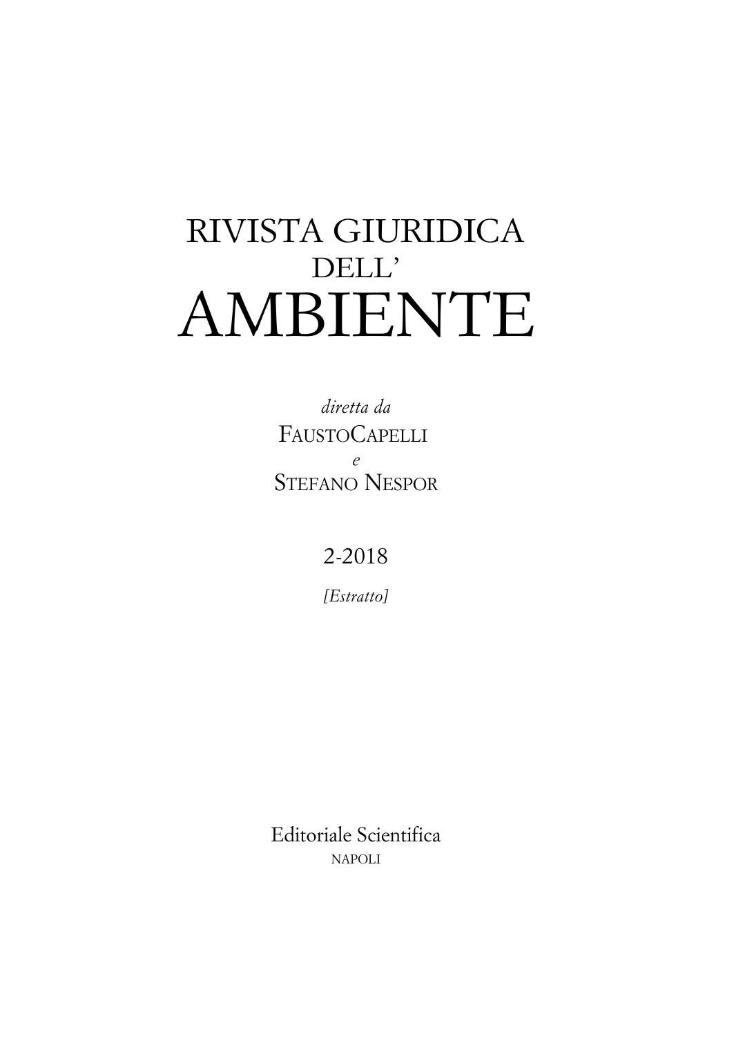# RIVISTA GIURIDICA DELL' AMBIENTE

*diretta da*

FAUSTOCAPELLI

*e*

STEFANO NESPOR

2-2018

*[Estratto]*

Editoriale Scientifica

NAPOLI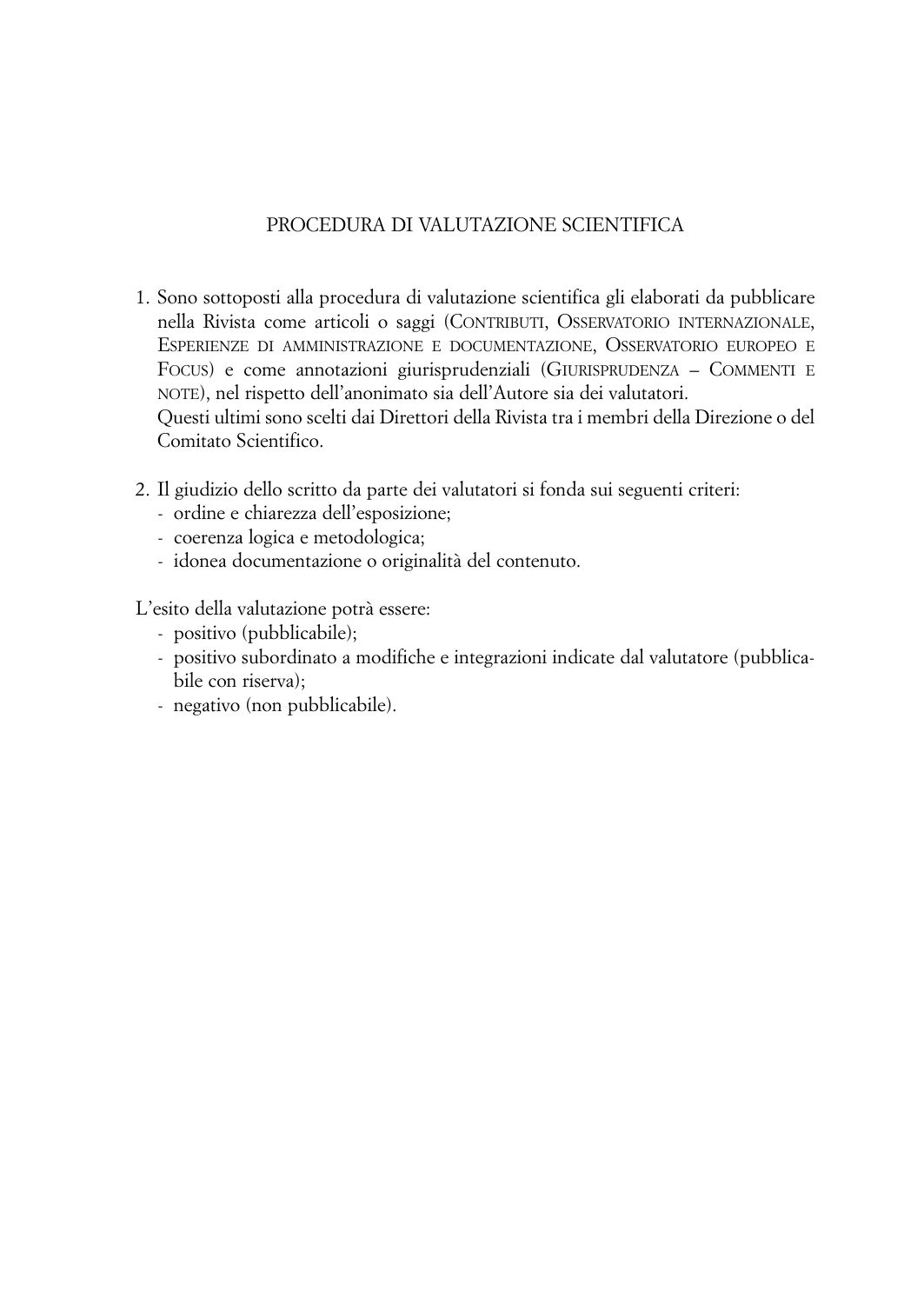# PROCEDURA DI VALUTAZIONE SCIENTIFICA

1. Sono sottoposti alla procedura di valutazione scientifica gli elaborati da pubblicare nella Rivista come articoli o saggi (CONTRIBUTI, OSSERVATORIO INTERNAZIONALE, ESPERIENZE DI AMMINISTRAZIONE E DOCUMENTAZIONE, OSSERVATORIO EUROPEO E FOCUS) e come annotazioni giurisprudenziali (GIURISPRUDENZA – COMMENTI E NOTE), nel rispetto dell'anonimato sia dell'Autore sia dei valutatori.
   Questi ultimi sono scelti dai Direttori della Rivista tra i membri della Direzione o del Comitato Scientifico.

2. Il giudizio dello scritto da parte dei valutatori si fonda sui seguenti criteri:
   - ordine e chiarezza dell'esposizione;
   - coerenza logica e metodologica;
   - idonea documentazione o originalità del contenuto.

L'esito della valutazione potrà essere:
- positivo (pubblicabile);
- positivo subordinato a modifiche e integrazioni indicate dal valutatore (pubblicabile con riserva);
- negativo (non pubblicabile).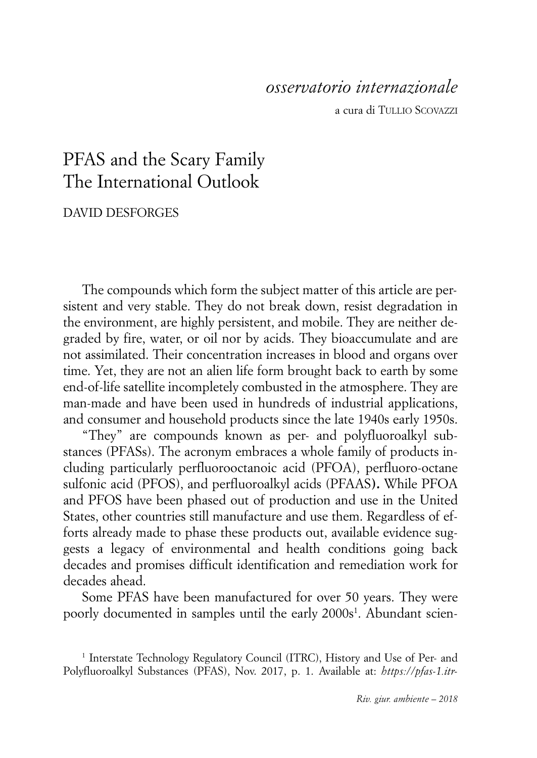*osservatorio internazionale*

a cura di Tullio Scovazzi

# PFAS and the Scary Family
# The International Outlook

DAVID DESFORGES

The compounds which form the subject matter of this article are persistent and very stable. They do not break down, resist degradation in the environment, are highly persistent, and mobile. They are neither degraded by fire, water, or oil nor by acids. They bioaccumulate and are not assimilated. Their concentration increases in blood and organs over time. Yet, they are not an alien life form brought back to earth by some end-of-life satellite incompletely combusted in the atmosphere. They are man-made and have been used in hundreds of industrial applications, and consumer and household products since the late 1940s early 1950s.

"They" are compounds known as per- and polyfluoroalkyl substances (PFASs). The acronym embraces a whole family of products including particularly perfluorooctanoic acid (PFOA), perfluoro-octane sulfonic acid (PFOS), and perfluoroalkyl acids (PFAAS**).** While PFOA and PFOS have been phased out of production and use in the United States, other countries still manufacture and use them. Regardless of efforts already made to phase these products out, available evidence suggests a legacy of environmental and health conditions going back decades and promises difficult identification and remediation work for decades ahead.

Some PFAS have been manufactured for over 50 years. They were poorly documented in samples until the early 2000s[1]. Abundant scien-

[1] Interstate Technology Regulatory Council (ITRC), History and Use of Per- and Polyfluoroalkyl Substances (PFAS), Nov. 2017, p. 1. Available at: *https://pfas-1.itr-*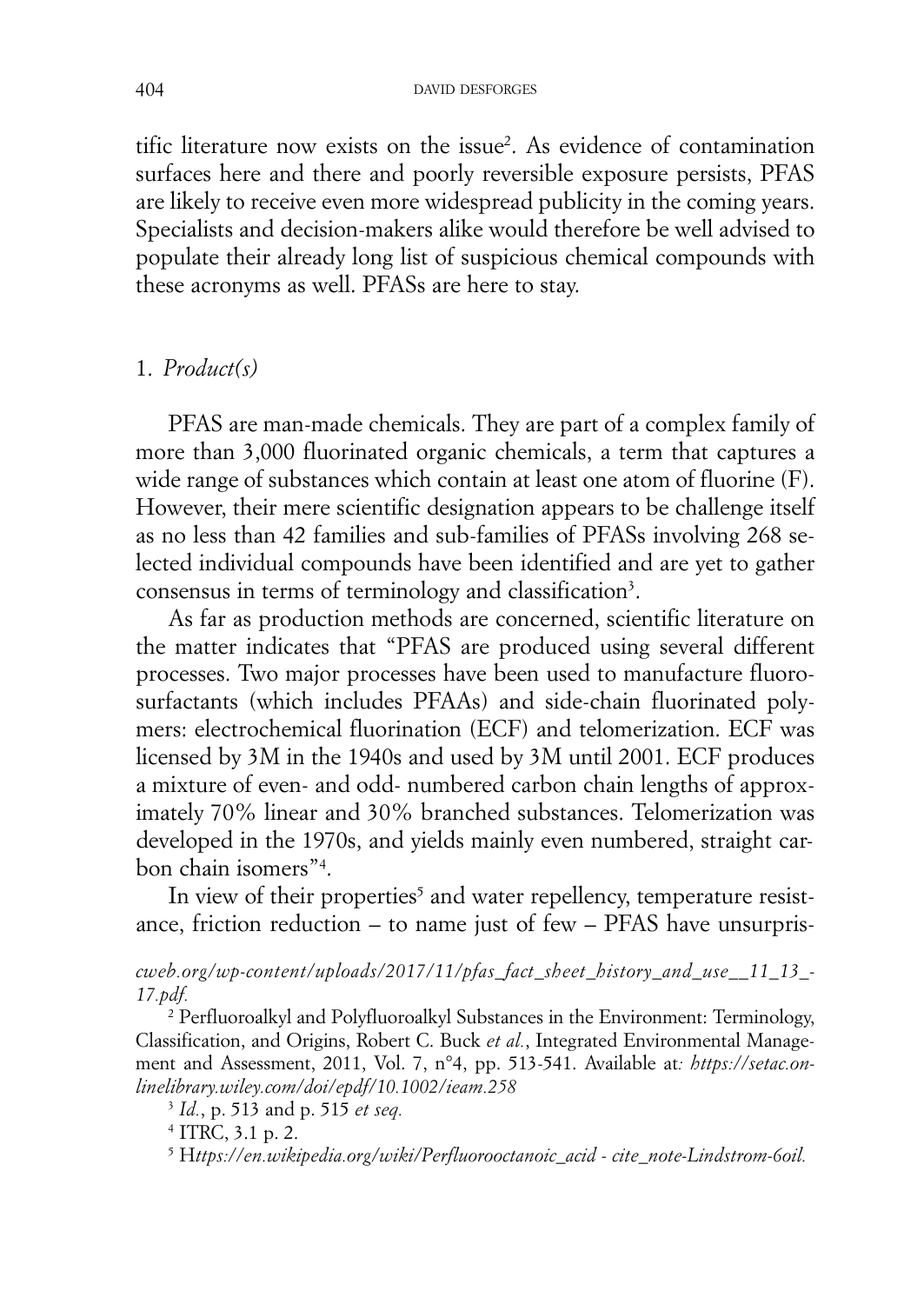tific literature now exists on the issue[2]. As evidence of contamination surfaces here and there and poorly reversible exposure persists, PFAS are likely to receive even more widespread publicity in the coming years. Specialists and decision-makers alike would therefore be well advised to populate their already long list of suspicious chemical compounds with these acronyms as well. PFASs are here to stay.

## 1. *Product(s)*

PFAS are man-made chemicals. They are part of a complex family of more than 3,000 fluorinated organic chemicals, a term that captures a wide range of substances which contain at least one atom of fluorine (F). However, their mere scientific designation appears to be challenge itself as no less than 42 families and sub-families of PFASs involving 268 selected individual compounds have been identified and are yet to gather consensus in terms of terminology and classification[3].

As far as production methods are concerned, scientific literature on the matter indicates that "PFAS are produced using several different processes. Two major processes have been used to manufacture fluorosurfactants (which includes PFAAs) and side-chain fluorinated polymers: electrochemical fluorination (ECF) and telomerization. ECF was licensed by 3M in the 1940s and used by 3M until 2001. ECF produces a mixture of even- and odd- numbered carbon chain lengths of approximately 70% linear and 30% branched substances. Telomerization was developed in the 1970s, and yields mainly even numbered, straight carbon chain isomers"[4].

In view of their properties[5] and water repellency, temperature resistance, friction reduction – to name just of few – PFAS have unsurpris-

*cweb.org/wp-content/uploads/2017/11/pfas_fact_sheet_history_and_use__11_13_-17.pdf.*

[2] Perfluoroalkyl and Polyfluoroalkyl Substances in the Environment: Terminology, Classification, and Origins, Robert C. Buck *et al.*, Integrated Environmental Management and Assessment, 2011, Vol. 7, n°4, pp. 513-541. Available at*: https://setac.onlinelibrary.wiley.com/doi/epdf/10.1002/ieam.258*

[3] *Id.*, p. 513 and p. 515 *et seq.*

[4] ITRC, 3.1 p. 2.

[5] H*ttps://en.wikipedia.org/wiki/Perfluorooctanoic_acid - cite_note-Lindstrom-6oil.*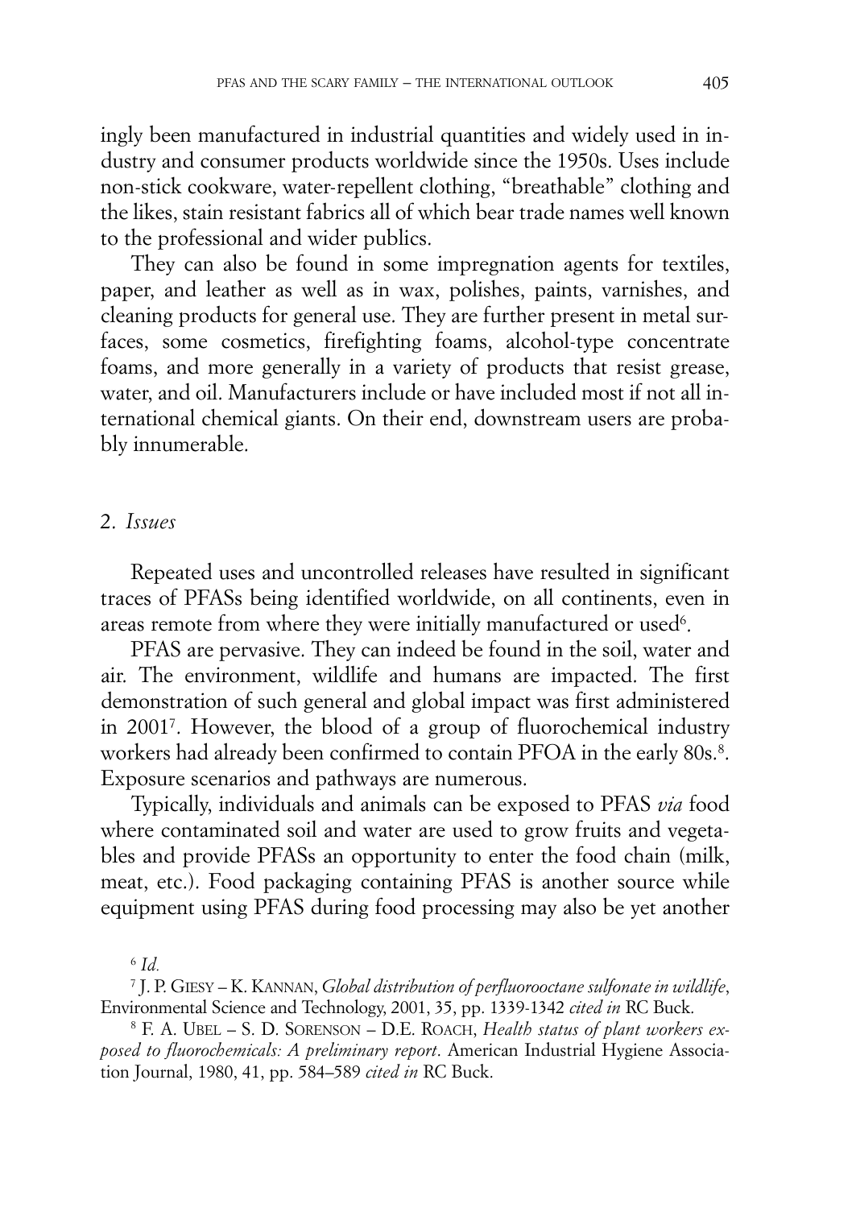ingly been manufactured in industrial quantities and widely used in industry and consumer products worldwide since the 1950s. Uses include non-stick cookware, water-repellent clothing, "breathable" clothing and the likes, stain resistant fabrics all of which bear trade names well known to the professional and wider publics.

They can also be found in some impregnation agents for textiles, paper, and leather as well as in wax, polishes, paints, varnishes, and cleaning products for general use. They are further present in metal surfaces, some cosmetics, firefighting foams, alcohol-type concentrate foams, and more generally in a variety of products that resist grease, water, and oil. Manufacturers include or have included most if not all international chemical giants. On their end, downstream users are probably innumerable.

## 2. *Issues*

Repeated uses and uncontrolled releases have resulted in significant traces of PFASs being identified worldwide, on all continents, even in areas remote from where they were initially manufactured or used[6].

PFAS are pervasive. They can indeed be found in the soil, water and air. The environment, wildlife and humans are impacted. The first demonstration of such general and global impact was first administered in 2001[7]. However, the blood of a group of fluorochemical industry workers had already been confirmed to contain PFOA in the early 80s.[8]. Exposure scenarios and pathways are numerous.

Typically, individuals and animals can be exposed to PFAS *via* food where contaminated soil and water are used to grow fruits and vegetables and provide PFASs an opportunity to enter the food chain (milk, meat, etc.). Food packaging containing PFAS is another source while equipment using PFAS during food processing may also be yet another

---

[6] *Id.*

[7] J. P. GIESY – K. KANNAN, *Global distribution of perfluorooctane sulfonate in wildlife*, Environmental Science and Technology, 2001, 35, pp. 1339-1342 *cited in* RC Buck.

[8] F. A. UBEL – S. D. SORENSON – D.E. ROACH, *Health status of plant workers exposed to fluorochemicals: A preliminary report*. American Industrial Hygiene Association Journal, 1980, 41, pp. 584–589 *cited in* RC Buck.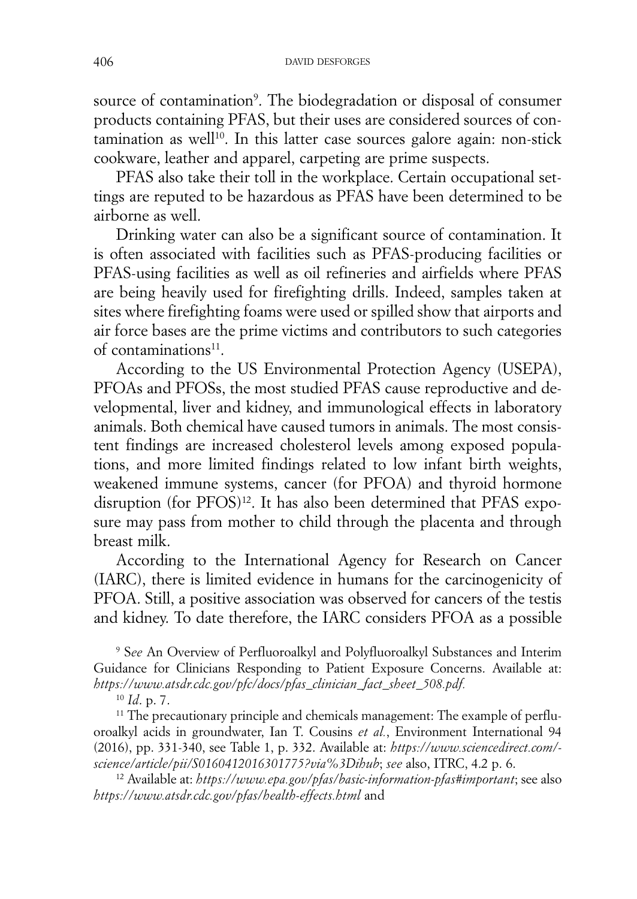source of contamination[9]. The biodegradation or disposal of consumer products containing PFAS, but their uses are considered sources of contamination as well[10]. In this latter case sources galore again: non-stick cookware, leather and apparel, carpeting are prime suspects.

PFAS also take their toll in the workplace. Certain occupational settings are reputed to be hazardous as PFAS have been determined to be airborne as well.

Drinking water can also be a significant source of contamination. It is often associated with facilities such as PFAS-producing facilities or PFAS-using facilities as well as oil refineries and airfields where PFAS are being heavily used for firefighting drills. Indeed, samples taken at sites where firefighting foams were used or spilled show that airports and air force bases are the prime victims and contributors to such categories of contaminations[11].

According to the US Environmental Protection Agency (USEPA), PFOAs and PFOSs, the most studied PFAS cause reproductive and developmental, liver and kidney, and immunological effects in laboratory animals. Both chemical have caused tumors in animals. The most consistent findings are increased cholesterol levels among exposed populations, and more limited findings related to low infant birth weights, weakened immune systems, cancer (for PFOA) and thyroid hormone disruption (for PFOS)[12]. It has also been determined that PFAS exposure may pass from mother to child through the placenta and through breast milk.

According to the International Agency for Research on Cancer (IARC), there is limited evidence in humans for the carcinogenicity of PFOA. Still, a positive association was observed for cancers of the testis and kidney. To date therefore, the IARC considers PFOA as a possible

[9] S*ee* An Overview of Perfluoroalkyl and Polyfluoroalkyl Substances and Interim Guidance for Clinicians Responding to Patient Exposure Concerns. Available at: *https://www.atsdr.cdc.gov/pfc/docs/pfas_clinician_fact_sheet_508.pdf.*

[10] *Id*. p. 7.

[11] The precautionary principle and chemicals management: The example of perfluoroalkyl acids in groundwater, Ian T. Cousins *et al.*, Environment International 94 (2016), pp. 331-340, see Table 1, p. 332. Available at: *https://www.sciencedirect.com/science/article/pii/S0160412016301775?via%3Dihub*; *see* also, ITRC, 4.2 p. 6.

[12] Available at: *https://www.epa.gov/pfas/basic-information-pfas#important*; see also *https://www.atsdr.cdc.gov/pfas/health-effects.html* and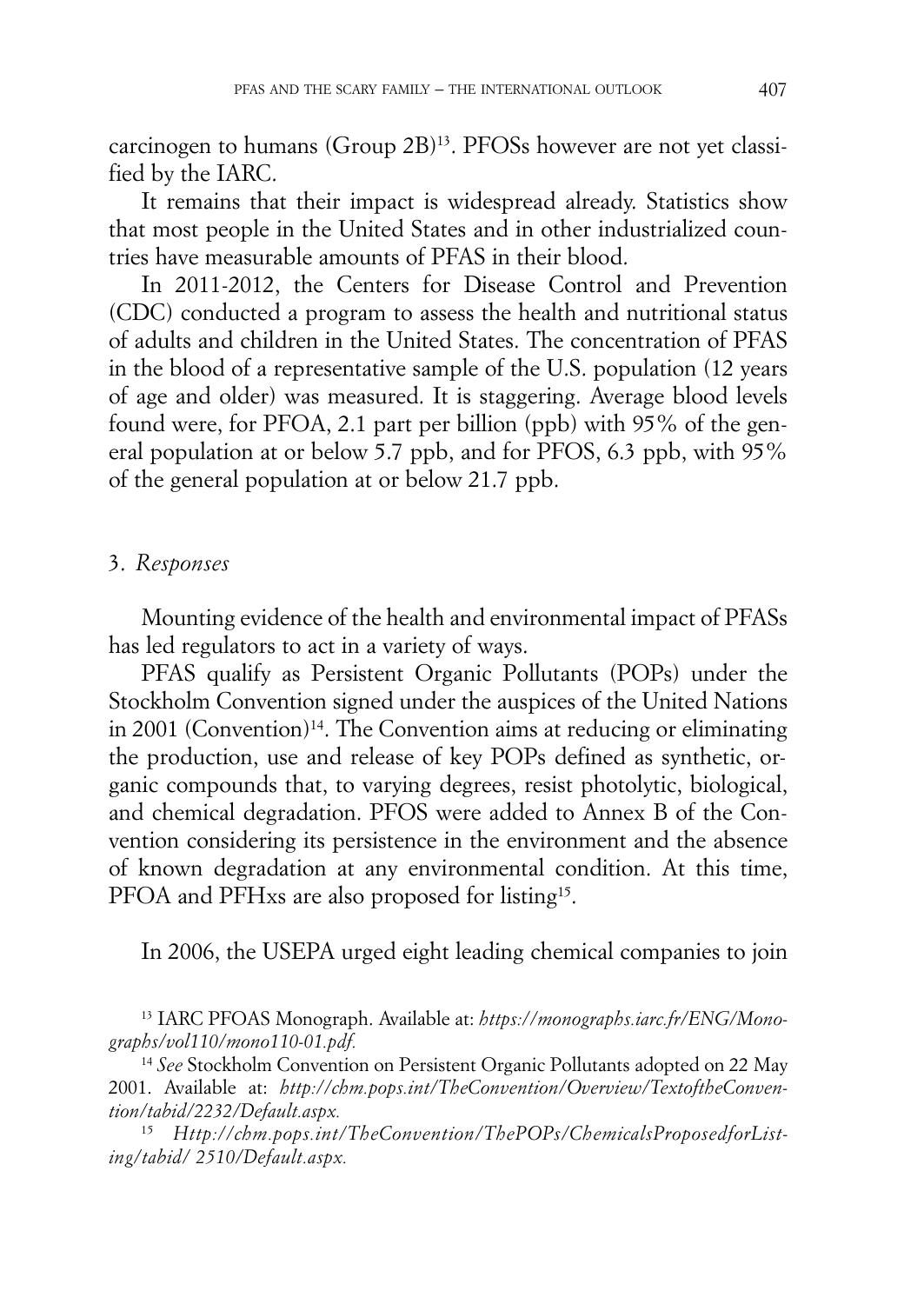carcinogen to humans (Group 2B)[13]. PFOSs however are not yet classified by the IARC.

It remains that their impact is widespread already. Statistics show that most people in the United States and in other industrialized countries have measurable amounts of PFAS in their blood.

In 2011-2012, the Centers for Disease Control and Prevention (CDC) conducted a program to assess the health and nutritional status of adults and children in the United States. The concentration of PFAS in the blood of a representative sample of the U.S. population (12 years of age and older) was measured. It is staggering. Average blood levels found were, for PFOA, 2.1 part per billion (ppb) with 95% of the general population at or below 5.7 ppb, and for PFOS, 6.3 ppb, with 95% of the general population at or below 21.7 ppb.

### 3. *Responses*

Mounting evidence of the health and environmental impact of PFASs has led regulators to act in a variety of ways.

PFAS qualify as Persistent Organic Pollutants (POPs) under the Stockholm Convention signed under the auspices of the United Nations in 2001 (Convention)[14]. The Convention aims at reducing or eliminating the production, use and release of key POPs defined as synthetic, organic compounds that, to varying degrees, resist photolytic, biological, and chemical degradation. PFOS were added to Annex B of the Convention considering its persistence in the environment and the absence of known degradation at any environmental condition. At this time, PFOA and PFHxs are also proposed for listing[15].

In 2006, the USEPA urged eight leading chemical companies to join

---

[13] IARC PFOAS Monograph. Available at: *https://monographs.iarc.fr/ENG/Monographs/vol110/mono110-01.pdf.*

[14] *See* Stockholm Convention on Persistent Organic Pollutants adopted on 22 May 2001. Available at: *http://chm.pops.int/TheConvention/Overview/TextoftheConvention/tabid/2232/Default.aspx.*

[15] *Http://chm.pops.int/TheConvention/ThePOPs/ChemicalsProposedforListing/tabid/ 2510/Default.aspx.*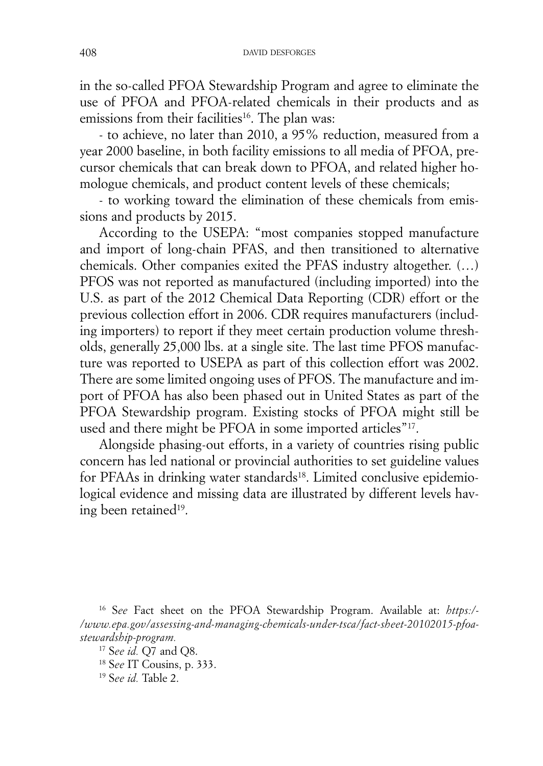in the so-called PFOA Stewardship Program and agree to eliminate the use of PFOA and PFOA-related chemicals in their products and as emissions from their facilities[16]. The plan was:

- to achieve, no later than 2010, a 95% reduction, measured from a year 2000 baseline, in both facility emissions to all media of PFOA, precursor chemicals that can break down to PFOA, and related higher homologue chemicals, and product content levels of these chemicals;

- to working toward the elimination of these chemicals from emissions and products by 2015.

According to the USEPA: "most companies stopped manufacture and import of long-chain PFAS, and then transitioned to alternative chemicals. Other companies exited the PFAS industry altogether. (…) PFOS was not reported as manufactured (including imported) into the U.S. as part of the 2012 Chemical Data Reporting (CDR) effort or the previous collection effort in 2006. CDR requires manufacturers (including importers) to report if they meet certain production volume thresholds, generally 25,000 lbs. at a single site. The last time PFOS manufacture was reported to USEPA as part of this collection effort was 2002. There are some limited ongoing uses of PFOS. The manufacture and import of PFOA has also been phased out in United States as part of the PFOA Stewardship program. Existing stocks of PFOA might still be used and there might be PFOA in some imported articles"[17].

Alongside phasing-out efforts, in a variety of countries rising public concern has led national or provincial authorities to set guideline values for PFAAs in drinking water standards[18]. Limited conclusive epidemiological evidence and missing data are illustrated by different levels having been retained[19].

---

[16] *See* Fact sheet on the PFOA Stewardship Program. Available at: *https://www.epa.gov/assessing-and-managing-chemicals-under-tsca/fact-sheet-20102015-pfoa-stewardship-program.*

[17] *See id.* Q7 and Q8.

[18] *See* IT Cousins, p. 333.

[19] *See id.* Table 2.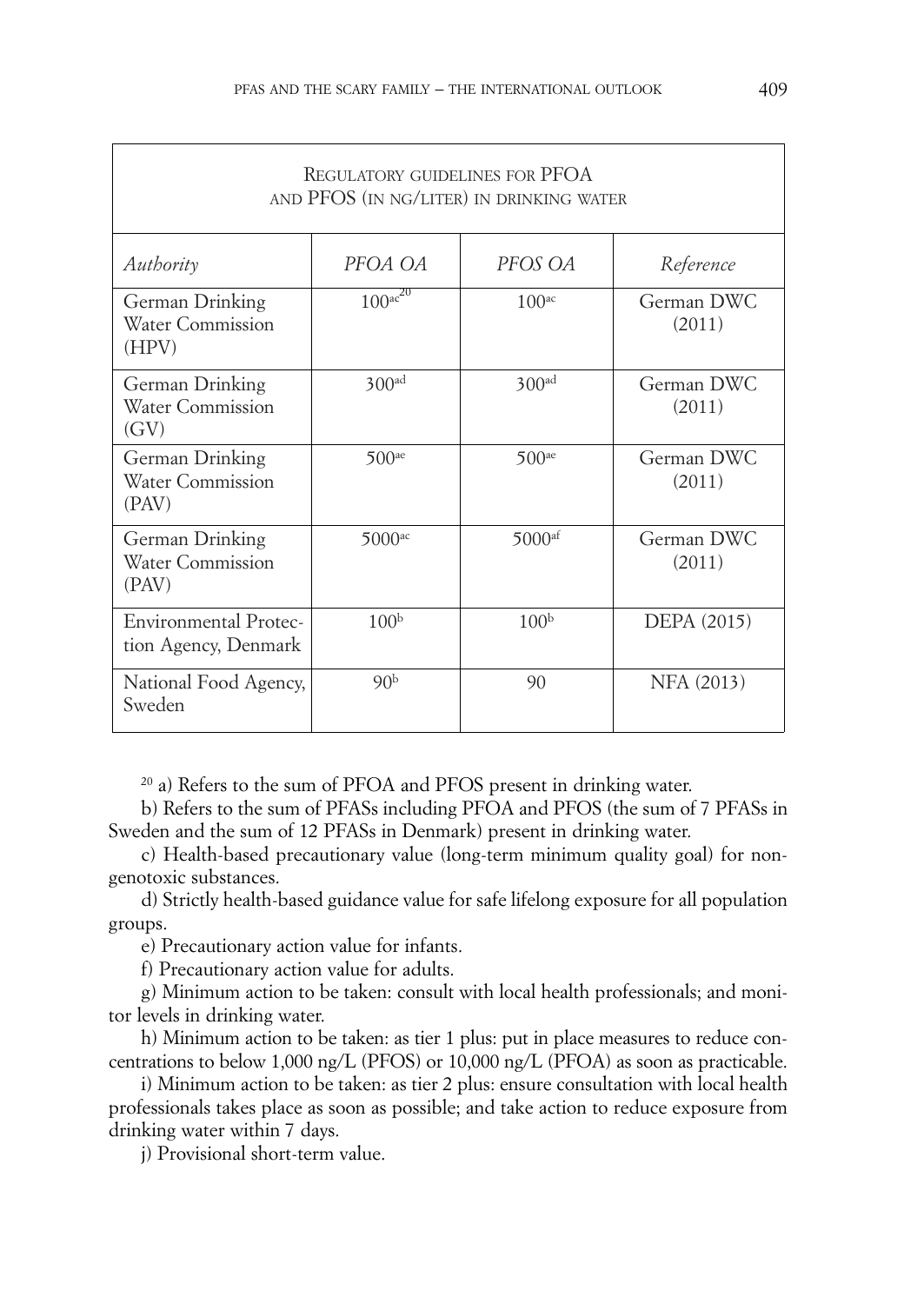| Regulatory guidelines for PFOA and PFOS (in ng/liter) in drinking water | | | |
|---|---|---|---|
| *Authority* | *PFOA OA* | *PFOS OA* | *Reference* |
| German Drinking Water Commission (HPV) | 100[ac][20] | 100[ac] | German DWC (2011) |
| German Drinking Water Commission (GV) | 300[ad] | 300[ad] | German DWC (2011) |
| German Drinking Water Commission (PAV) | 500[ae] | 500[ae] | German DWC (2011) |
| German Drinking Water Commission (PAV) | 5000[ac] | 5000[af] | German DWC (2011) |
| Environmental Protection Agency, Denmark | 100[b] | 100[b] | DEPA (2015) |
| National Food Agency, Sweden | 90[b] | 90 | NFA (2013) |

[20] a) Refers to the sum of PFOA and PFOS present in drinking water.

b) Refers to the sum of PFASs including PFOA and PFOS (the sum of 7 PFASs in Sweden and the sum of 12 PFASs in Denmark) present in drinking water.

c) Health-based precautionary value (long-term minimum quality goal) for non-genotoxic substances.

d) Strictly health-based guidance value for safe lifelong exposure for all population groups.

e) Precautionary action value for infants.

f) Precautionary action value for adults.

g) Minimum action to be taken: consult with local health professionals; and monitor levels in drinking water.

h) Minimum action to be taken: as tier 1 plus: put in place measures to reduce concentrations to below 1,000 ng/L (PFOS) or 10,000 ng/L (PFOA) as soon as practicable.

i) Minimum action to be taken: as tier 2 plus: ensure consultation with local health professionals takes place as soon as possible; and take action to reduce exposure from drinking water within 7 days.

j) Provisional short-term value.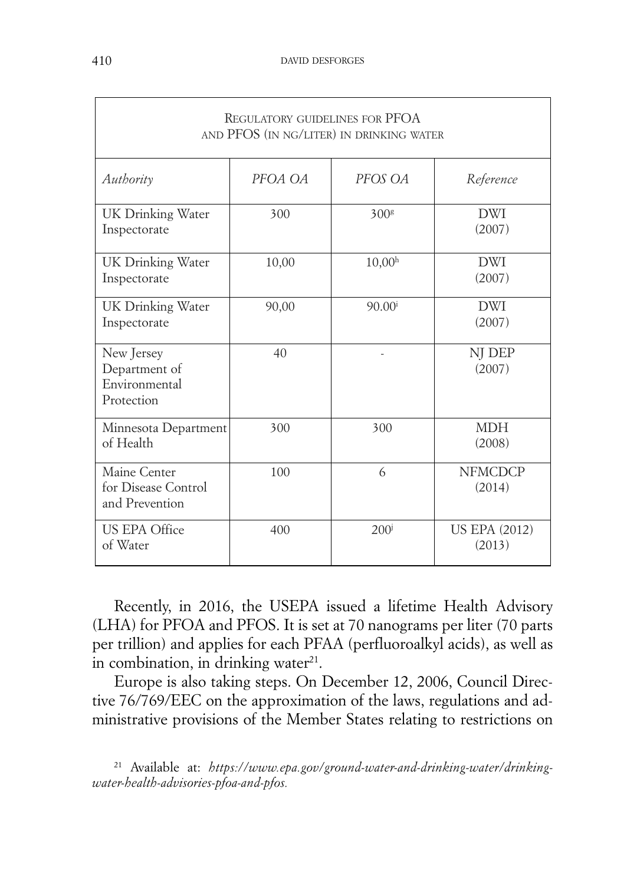| REGULATORY GUIDELINES FOR PFOA AND PFOS (IN NG/LITER) IN DRINKING WATER | | | |
|---|---|---|---|
| *Authority* | *PFOA OA* | *PFOS OA* | *Reference* |
| UK Drinking Water Inspectorate | 300 | 300[g] | DWI (2007) |
| UK Drinking Water Inspectorate | 10,00 | 10,00[h] | DWI (2007) |
| UK Drinking Water Inspectorate | 90,00 | 90.00[i] | DWI (2007) |
| New Jersey Department of Environmental Protection | 40 | - | NJ DEP (2007) |
| Minnesota Department of Health | 300 | 300 | MDH (2008) |
| Maine Center for Disease Control and Prevention | 100 | 6 | NFMCDCP (2014) |
| US EPA Office of Water | 400 | 200[j] | US EPA (2012) (2013) |

Recently, in 2016, the USEPA issued a lifetime Health Advisory (LHA) for PFOA and PFOS. It is set at 70 nanograms per liter (70 parts per trillion) and applies for each PFAA (perfluoroalkyl acids), as well as in combination, in drinking water[21].

Europe is also taking steps. On December 12, 2006, Council Directive 76/769/EEC on the approximation of the laws, regulations and administrative provisions of the Member States relating to restrictions on

[21] Available at: *https://www.epa.gov/ground-water-and-drinking-water/drinking-water-health-advisories-pfoa-and-pfos.*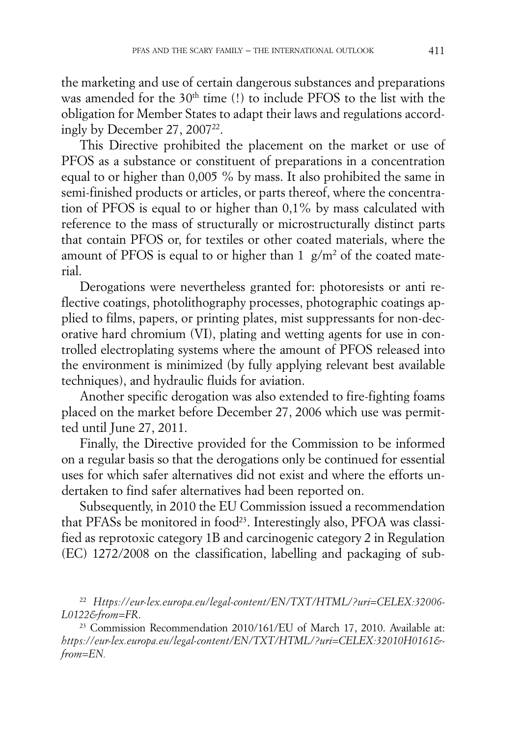the marketing and use of certain dangerous substances and preparations was amended for the 30th time (!) to include PFOS to the list with the obligation for Member States to adapt their laws and regulations accordingly by December 27, 2007[22].

This Directive prohibited the placement on the market or use of PFOS as a substance or constituent of preparations in a concentration equal to or higher than 0,005 % by mass. It also prohibited the same in semi-finished products or articles, or parts thereof, where the concentration of PFOS is equal to or higher than 0,1% by mass calculated with reference to the mass of structurally or microstructurally distinct parts that contain PFOS or, for textiles or other coated materials, where the amount of PFOS is equal to or higher than 1 $g/m^2$ of the coated material.

Derogations were nevertheless granted for: photoresists or anti reflective coatings, photolithography processes, photographic coatings applied to films, papers, or printing plates, mist suppressants for non-decorative hard chromium (VI), plating and wetting agents for use in controlled electroplating systems where the amount of PFOS released into the environment is minimized (by fully applying relevant best available techniques), and hydraulic fluids for aviation.

Another specific derogation was also extended to fire-fighting foams placed on the market before December 27, 2006 which use was permitted until June 27, 2011.

Finally, the Directive provided for the Commission to be informed on a regular basis so that the derogations only be continued for essential uses for which safer alternatives did not exist and where the efforts undertaken to find safer alternatives had been reported on.

Subsequently, in 2010 the EU Commission issued a recommendation that PFASs be monitored in food[23]. Interestingly also, PFOA was classified as reprotoxic category 1B and carcinogenic category 2 in Regulation (EC) 1272/2008 on the classification, labelling and packaging of sub-

[22] *Https://eur-lex.europa.eu/legal-content/EN/TXT/HTML/?uri=CELEX:32006L0122&from=FR*.

[23] Commission Recommendation 2010/161/EU of March 17, 2010. Available at: *https://eur-lex.europa.eu/legal-content/EN/TXT/HTML/?uri=CELEX:32010H0161&from=EN.*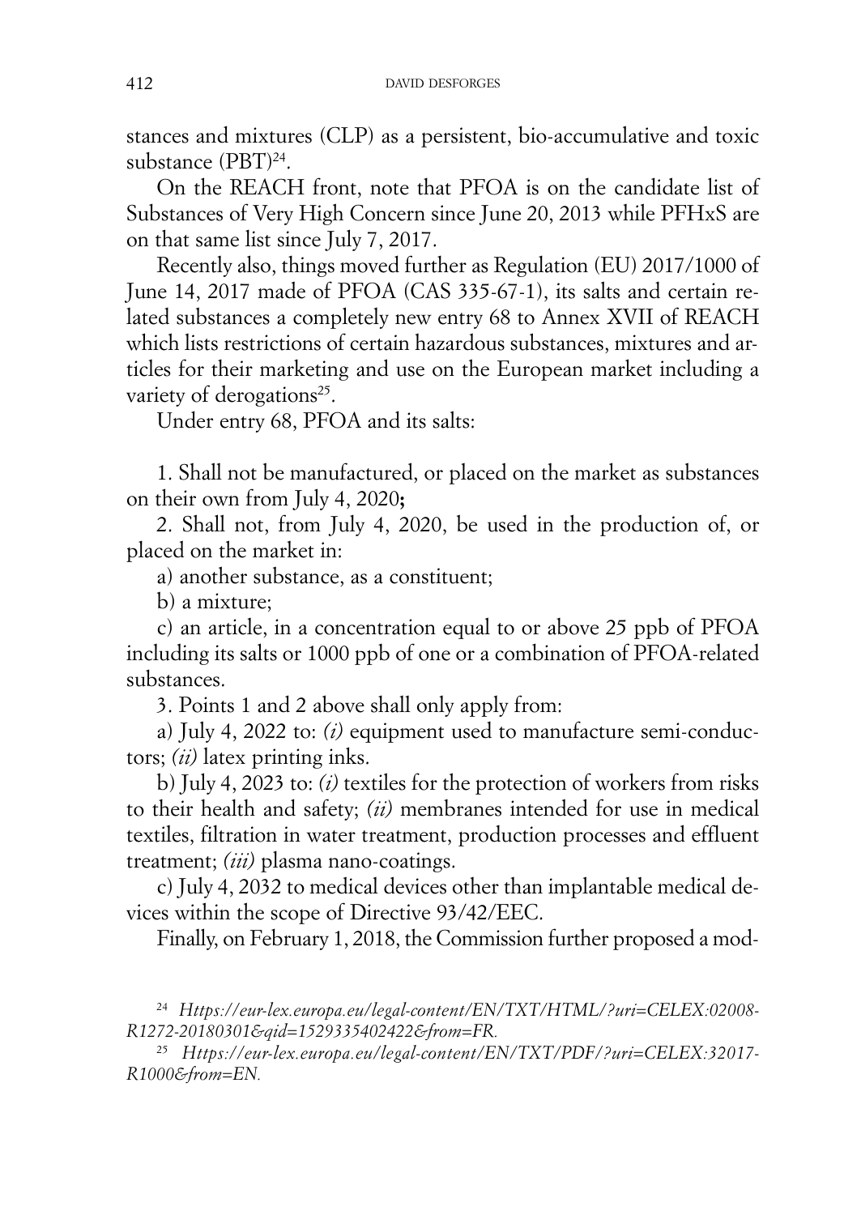stances and mixtures (CLP) as a persistent, bio-accumulative and toxic substance (PBT)[24].

On the REACH front, note that PFOA is on the candidate list of Substances of Very High Concern since June 20, 2013 while PFHxS are on that same list since July 7, 2017.

Recently also, things moved further as Regulation (EU) 2017/1000 of June 14, 2017 made of PFOA (CAS 335-67-1), its salts and certain related substances a completely new entry 68 to Annex XVII of REACH which lists restrictions of certain hazardous substances, mixtures and articles for their marketing and use on the European market including a variety of derogations[25].

Under entry 68, PFOA and its salts:

1. Shall not be manufactured, or placed on the market as substances on their own from July 4, 2020**;**

2. Shall not, from July 4, 2020, be used in the production of, or placed on the market in:

a) another substance, as a constituent;

b) a mixture;

c) an article, in a concentration equal to or above 25 ppb of PFOA including its salts or 1000 ppb of one or a combination of PFOA-related substances.

3. Points 1 and 2 above shall only apply from:

a) July 4, 2022 to: *(i)* equipment used to manufacture semi-conductors; *(ii)* latex printing inks.

b) July 4, 2023 to: *(i)* textiles for the protection of workers from risks to their health and safety; *(ii)* membranes intended for use in medical textiles, filtration in water treatment, production processes and effluent treatment; *(iii)* plasma nano-coatings.

c) July 4, 2032 to medical devices other than implantable medical devices within the scope of Directive 93/42/EEC.

Finally, on February 1, 2018, the Commission further proposed a mod-

---

[24] *Https://eur-lex.europa.eu/legal-content/EN/TXT/HTML/?uri=CELEX:02008R1272-20180301&qid=1529335402422&from=FR.*

[25] *Https://eur-lex.europa.eu/legal-content/EN/TXT/PDF/?uri=CELEX:32017R1000&from=EN.*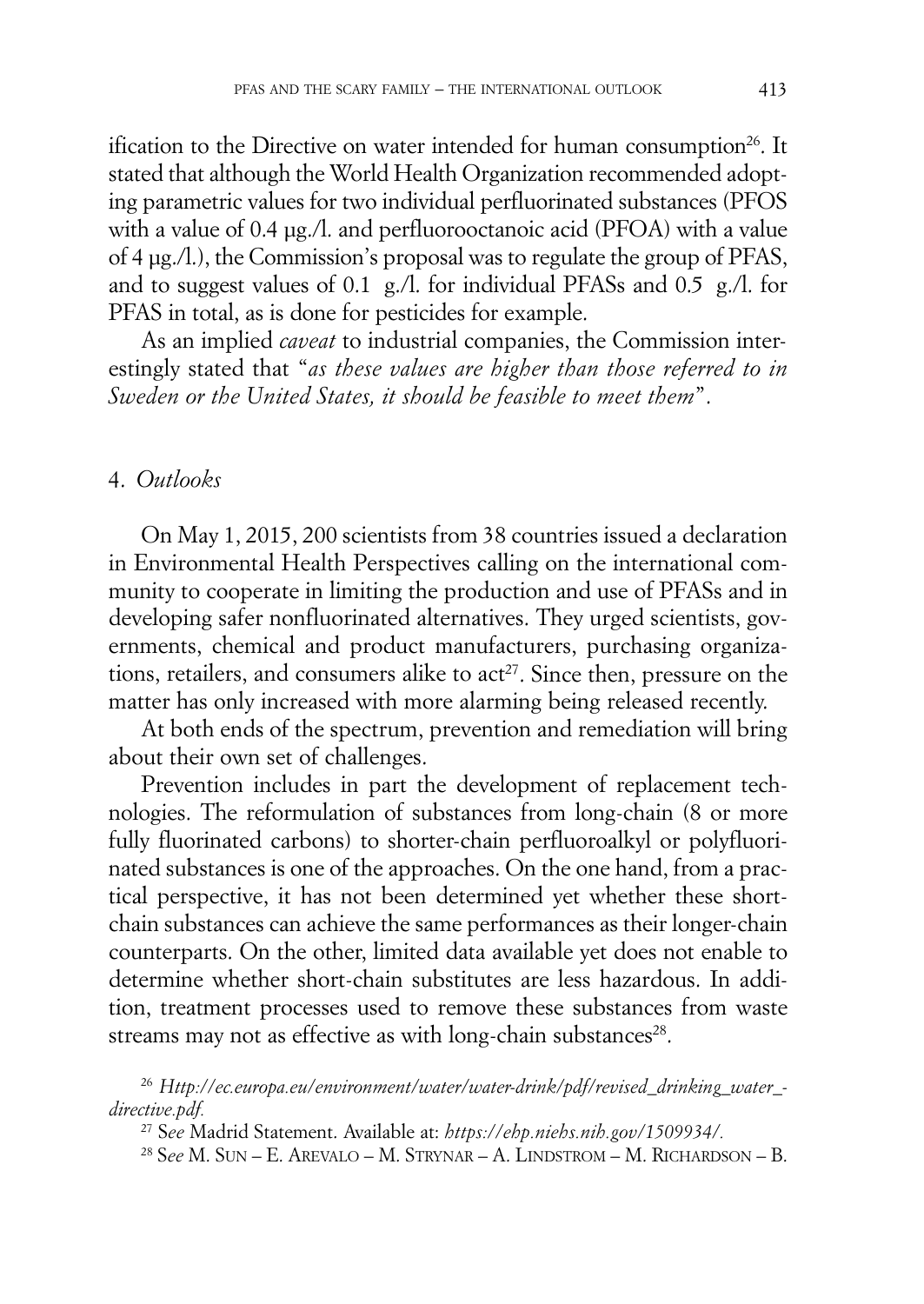ification to the Directive on water intended for human consumption[26]. It stated that although the World Health Organization recommended adopting parametric values for two individual perfluorinated substances (PFOS with a value of 0.4 µg./l. and perfluorooctanoic acid (PFOA) with a value of 4 µg./l.), the Commission's proposal was to regulate the group of PFAS, and to suggest values of 0.1 g./l. for individual PFASs and 0.5 g./l. for PFAS in total, as is done for pesticides for example.

As an implied *caveat* to industrial companies, the Commission interestingly stated that "*as these values are higher than those referred to in Sweden or the United States, it should be feasible to meet them*".

## 4. *Outlooks*

On May 1, 2015, 200 scientists from 38 countries issued a declaration in Environmental Health Perspectives calling on the international community to cooperate in limiting the production and use of PFASs and in developing safer nonfluorinated alternatives. They urged scientists, governments, chemical and product manufacturers, purchasing organizations, retailers, and consumers alike to act[27]. Since then, pressure on the matter has only increased with more alarming being released recently.

At both ends of the spectrum, prevention and remediation will bring about their own set of challenges.

Prevention includes in part the development of replacement technologies. The reformulation of substances from long-chain (8 or more fully fluorinated carbons) to shorter-chain perfluoroalkyl or polyfluorinated substances is one of the approaches. On the one hand, from a practical perspective, it has not been determined yet whether these short-chain substances can achieve the same performances as their longer-chain counterparts. On the other, limited data available yet does not enable to determine whether short-chain substitutes are less hazardous. In addition, treatment processes used to remove these substances from waste streams may not as effective as with long-chain substances[28].

[26] *Http://ec.europa.eu/environment/water/water-drink/pdf/revised_drinking_water_-directive.pdf.*

[27] *See* Madrid Statement. Available at: *https://ehp.niehs.nih.gov/1509934/.*

[28] *See* M. Sun – E. Arevalo – M. Strynar – A. Lindstrom – M. Richardson – B.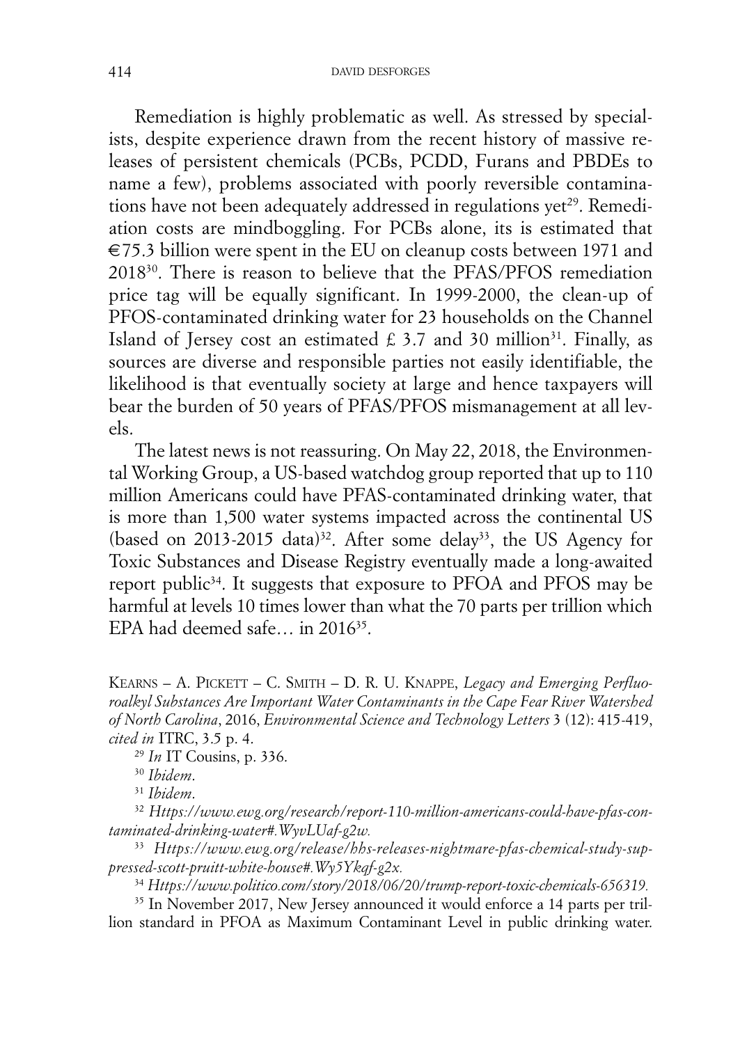Remediation is highly problematic as well. As stressed by specialists, despite experience drawn from the recent history of massive releases of persistent chemicals (PCBs, PCDD, Furans and PBDEs to name a few), problems associated with poorly reversible contaminations have not been adequately addressed in regulations yet[29]. Remediation costs are mindboggling. For PCBs alone, its is estimated that €75.3 billion were spent in the EU on cleanup costs between 1971 and 2018[30]. There is reason to believe that the PFAS/PFOS remediation price tag will be equally significant. In 1999-2000, the clean-up of PFOS-contaminated drinking water for 23 households on the Channel Island of Jersey cost an estimated £ 3.7 and 30 million[31]. Finally, as sources are diverse and responsible parties not easily identifiable, the likelihood is that eventually society at large and hence taxpayers will bear the burden of 50 years of PFAS/PFOS mismanagement at all levels.

The latest news is not reassuring. On May 22, 2018, the Environmental Working Group, a US-based watchdog group reported that up to 110 million Americans could have PFAS-contaminated drinking water, that is more than 1,500 water systems impacted across the continental US (based on 2013-2015 data)[32]. After some delay[33], the US Agency for Toxic Substances and Disease Registry eventually made a long-awaited report public[34]. It suggests that exposure to PFOA and PFOS may be harmful at levels 10 times lower than what the 70 parts per trillion which EPA had deemed safe… in 2016[35].

---

KEARNS – A. PICKETT – C. SMITH – D. R. U. KNAPPE, *Legacy and Emerging Perfluoroalkyl Substances Are Important Water Contaminants in the Cape Fear River Watershed of North Carolina*, 2016, *Environmental Science and Technology Letters* 3 (12): 415-419, *cited in* ITRC, 3.5 p. 4.

[29] *In* IT Cousins, p. 336.

[30] *Ibidem*.

[31] *Ibidem*.

[32] *Https://www.ewg.org/research/report-110-million-americans-could-have-pfas-contaminated-drinking-water#.WyvLUaf-g2w.*

[33] *Https://www.ewg.org/release/hhs-releases-nightmare-pfas-chemical-study-suppressed-scott-pruitt-white-house#.Wy5Ykqf-g2x.*

[34] *Https://www.politico.com/story/2018/06/20/trump-report-toxic-chemicals-656319.*

[35] In November 2017, New Jersey announced it would enforce a 14 parts per trillion standard in PFOA as Maximum Contaminant Level in public drinking water.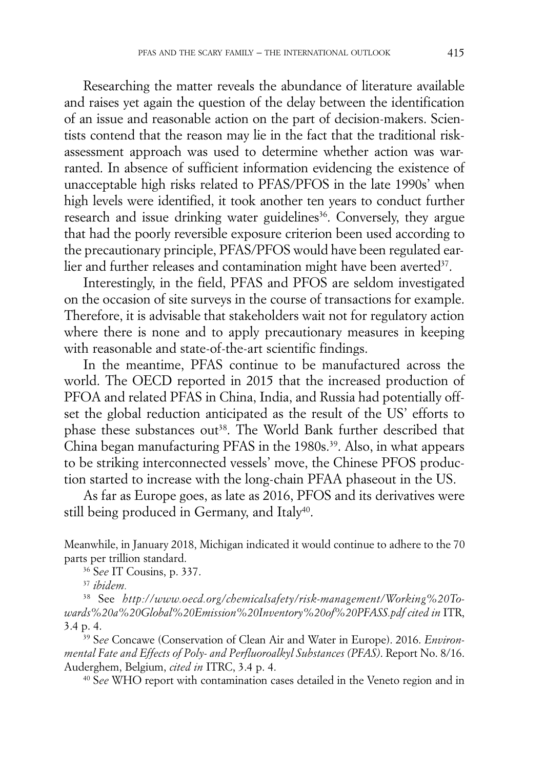Researching the matter reveals the abundance of literature available and raises yet again the question of the delay between the identification of an issue and reasonable action on the part of decision-makers. Scientists contend that the reason may lie in the fact that the traditional risk-assessment approach was used to determine whether action was warranted. In absence of sufficient information evidencing the existence of unacceptable high risks related to PFAS/PFOS in the late 1990s' when high levels were identified, it took another ten years to conduct further research and issue drinking water guidelines[36]. Conversely, they argue that had the poorly reversible exposure criterion been used according to the precautionary principle, PFAS/PFOS would have been regulated earlier and further releases and contamination might have been averted[37].

Interestingly, in the field, PFAS and PFOS are seldom investigated on the occasion of site surveys in the course of transactions for example. Therefore, it is advisable that stakeholders wait not for regulatory action where there is none and to apply precautionary measures in keeping with reasonable and state-of-the-art scientific findings.

In the meantime, PFAS continue to be manufactured across the world. The OECD reported in 2015 that the increased production of PFOA and related PFAS in China, India, and Russia had potentially offset the global reduction anticipated as the result of the US' efforts to phase these substances out[38]. The World Bank further described that China began manufacturing PFAS in the 1980s.[39]. Also, in what appears to be striking interconnected vessels' move, the Chinese PFOS production started to increase with the long-chain PFAA phaseout in the US.

As far as Europe goes, as late as 2016, PFOS and its derivatives were still being produced in Germany, and Italy[40].

Meanwhile, in January 2018, Michigan indicated it would continue to adhere to the 70 parts per trillion standard.

[36] S*ee* IT Cousins, p. 337.

[37] *ibidem.*

[38] See *http://www.oecd.org/chemicalsafety/risk-management/Working%20Towards%20a%20Global%20Emission%20Inventory%20of%20PFASS.pdf cited in* ITR, 3.4 p. 4.

[39] S*ee* Concawe (Conservation of Clean Air and Water in Europe). 2016. *Environmental Fate and Effects of Poly- and Perfluoroalkyl Substances (PFAS)*. Report No. 8/16. Auderghem, Belgium, *cited in* ITRC, 3.4 p. 4.

[40] S*ee* WHO report with contamination cases detailed in the Veneto region and in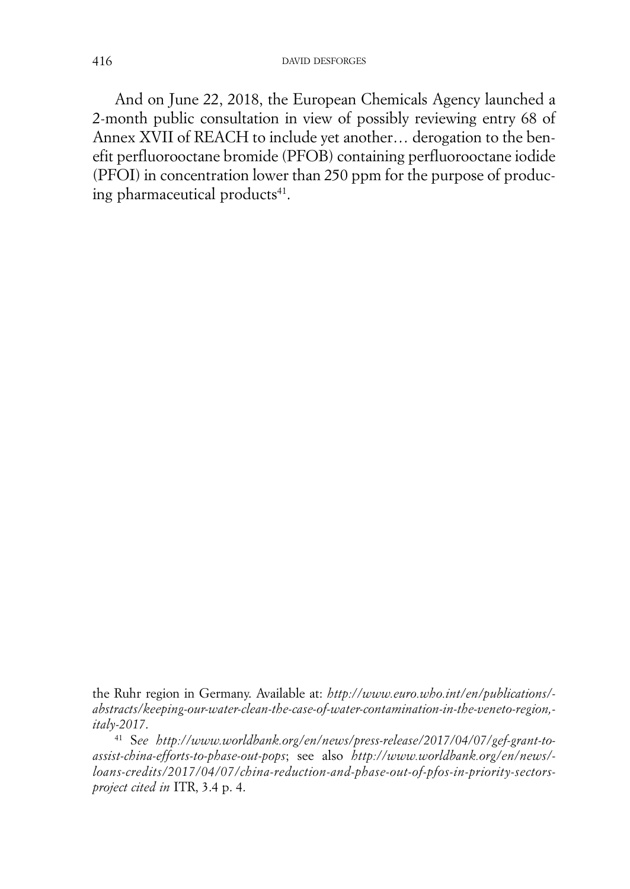And on June 22, 2018, the European Chemicals Agency launched a 2-month public consultation in view of possibly reviewing entry 68 of Annex XVII of REACH to include yet another… derogation to the benefit perfluorooctane bromide (PFOB) containing perfluorooctane iodide (PFOI) in concentration lower than 250 ppm for the purpose of producing pharmaceutical products[41].

the Ruhr region in Germany. Available at: *http://www.euro.who.int/en/publications/-abstracts/keeping-our-water-clean-the-case-of-water-contamination-in-the-veneto-region,-italy-2017*.

[41] S*ee* *http://www.worldbank.org/en/news/press-release/2017/04/07/gef-grant-to-assist-china-efforts-to-phase-out-pops*; see also *http://www.worldbank.org/en/news/-loans-credits/2017/04/07/china-reduction-and-phase-out-of-pfos-in-priority-sectors-project cited in* ITR, 3.4 p. 4.